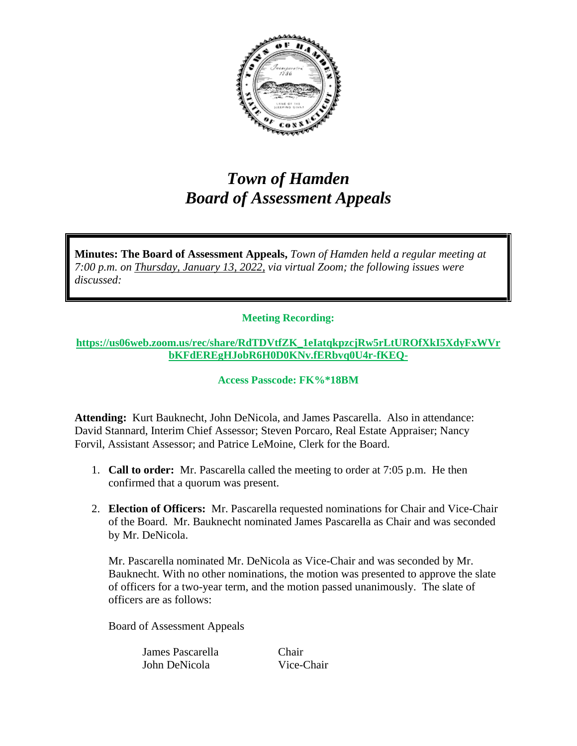# *Town of Hamden*
# *Board of Assessment Appeals*

**Minutes: The Board of Assessment Appeals,** *Town of Hamden held a regular meeting at 7:00 p.m. on Thursday, January 13, 2022, via virtual Zoom; the following issues were discussed:*

**Meeting Recording:**

**https://us06web.zoom.us/rec/share/RdTDVtfZK_1eIatqkpzcjRw5rLtUROfXkI5XdyFxWVrbKFdEREgHJobR6H0D0KNv.fERbvq0U4r-fKEQ-**

**Access Passcode: FK%*18BM**

**Attending:** Kurt Bauknecht, John DeNicola, and James Pascarella. Also in attendance: David Stannard, Interim Chief Assessor; Steven Porcaro, Real Estate Appraiser; Nancy Forvil, Assistant Assessor; and Patrice LeMoine, Clerk for the Board.

1. **Call to order:** Mr. Pascarella called the meeting to order at 7:05 p.m. He then confirmed that a quorum was present.

2. **Election of Officers:** Mr. Pascarella requested nominations for Chair and Vice-Chair of the Board. Mr. Bauknecht nominated James Pascarella as Chair and was seconded by Mr. DeNicola.

   Mr. Pascarella nominated Mr. DeNicola as Vice-Chair and was seconded by Mr. Bauknecht. With no other nominations, the motion was presented to approve the slate of officers for a two-year term, and the motion passed unanimously. The slate of officers are as follows:

   Board of Assessment Appeals

   | | |
   |---|---|
   | James Pascarella | Chair |
   | John DeNicola | Vice-Chair |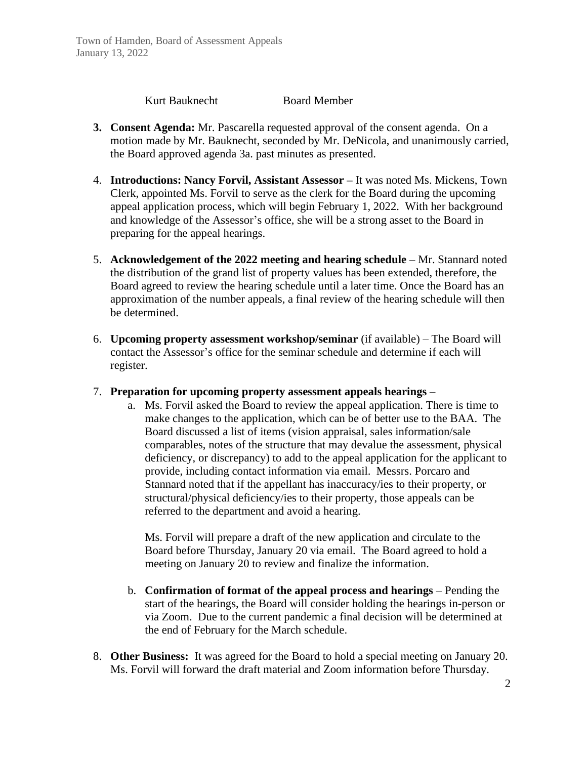Kurt Bauknecht Board Member

3. **Consent Agenda:** Mr. Pascarella requested approval of the consent agenda. On a motion made by Mr. Bauknecht, seconded by Mr. DeNicola, and unanimously carried, the Board approved agenda 3a. past minutes as presented.

4. **Introductions: Nancy Forvil, Assistant Assessor –** It was noted Ms. Mickens, Town Clerk, appointed Ms. Forvil to serve as the clerk for the Board during the upcoming appeal application process, which will begin February 1, 2022. With her background and knowledge of the Assessor's office, she will be a strong asset to the Board in preparing for the appeal hearings.

5. **Acknowledgement of the 2022 meeting and hearing schedule** – Mr. Stannard noted the distribution of the grand list of property values has been extended, therefore, the Board agreed to review the hearing schedule until a later time. Once the Board has an approximation of the number appeals, a final review of the hearing schedule will then be determined.

6. **Upcoming property assessment workshop/seminar** (if available) – The Board will contact the Assessor's office for the seminar schedule and determine if each will register.

7. **Preparation for upcoming property assessment appeals hearings** –
   a. Ms. Forvil asked the Board to review the appeal application. There is time to make changes to the application, which can be of better use to the BAA. The Board discussed a list of items (vision appraisal, sales information/sale comparables, notes of the structure that may devalue the assessment, physical deficiency, or discrepancy) to add to the appeal application for the applicant to provide, including contact information via email. Messrs. Porcaro and Stannard noted that if the appellant has inaccuracy/ies to their property, or structural/physical deficiency/ies to their property, those appeals can be referred to the department and avoid a hearing.

      Ms. Forvil will prepare a draft of the new application and circulate to the Board before Thursday, January 20 via email. The Board agreed to hold a meeting on January 20 to review and finalize the information.

   b. **Confirmation of format of the appeal process and hearings** – Pending the start of the hearings, the Board will consider holding the hearings in-person or via Zoom. Due to the current pandemic a final decision will be determined at the end of February for the March schedule.

8. **Other Business:** It was agreed for the Board to hold a special meeting on January 20. Ms. Forvil will forward the draft material and Zoom information before Thursday.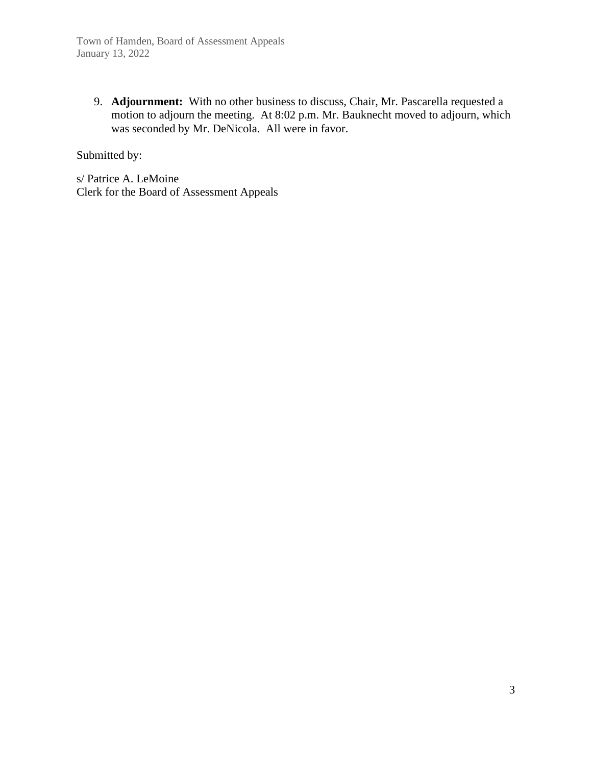9. **Adjournment:** With no other business to discuss, Chair, Mr. Pascarella requested a motion to adjourn the meeting. At 8:02 p.m. Mr. Bauknecht moved to adjourn, which was seconded by Mr. DeNicola. All were in favor.

Submitted by:

s/ Patrice A. LeMoine
Clerk for the Board of Assessment Appeals